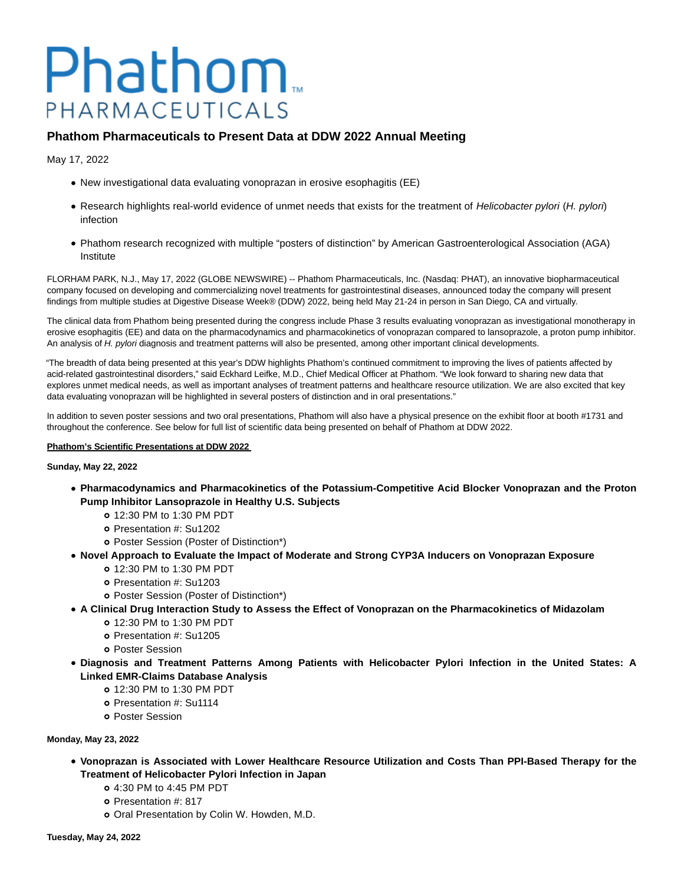Phathom™

PHARMACEUTICALS

# Phathom Pharmaceuticals to Present Data at DDW 2022 Annual Meeting

May 17, 2022

- New investigational data evaluating vonoprazan in erosive esophagitis (EE)
- Research highlights real-world evidence of unmet needs that exists for the treatment of *Helicobacter pylori* (*H. pylori*) infection
- Phathom research recognized with multiple "posters of distinction" by American Gastroenterological Association (AGA) Institute

FLORHAM PARK, N.J., May 17, 2022 (GLOBE NEWSWIRE) -- Phathom Pharmaceuticals, Inc. (Nasdaq: PHAT), an innovative biopharmaceutical company focused on developing and commercializing novel treatments for gastrointestinal diseases, announced today the company will present findings from multiple studies at Digestive Disease Week® (DDW) 2022, being held May 21-24 in person in San Diego, CA and virtually.

The clinical data from Phathom being presented during the congress include Phase 3 results evaluating vonoprazan as investigational monotherapy in erosive esophagitis (EE) and data on the pharmacodynamics and pharmacokinetics of vonoprazan compared to lansoprazole, a proton pump inhibitor. An analysis of *H. pylori* diagnosis and treatment patterns will also be presented, among other important clinical developments.

"The breadth of data being presented at this year's DDW highlights Phathom's continued commitment to improving the lives of patients affected by acid-related gastrointestinal disorders," said Eckhard Leifke, M.D., Chief Medical Officer at Phathom. "We look forward to sharing new data that explores unmet medical needs, as well as important analyses of treatment patterns and healthcare resource utilization. We are also excited that key data evaluating vonoprazan will be highlighted in several posters of distinction and in oral presentations."

In addition to seven poster sessions and two oral presentations, Phathom will also have a physical presence on the exhibit floor at booth #1731 and throughout the conference. See below for full list of scientific data being presented on behalf of Phathom at DDW 2022.

**Phathom's Scientific Presentations at DDW 2022**

**Sunday, May 22, 2022**

- **Pharmacodynamics and Pharmacokinetics of the Potassium-Competitive Acid Blocker Vonoprazan and the Proton Pump Inhibitor Lansoprazole in Healthy U.S. Subjects**
  - 12:30 PM to 1:30 PM PDT
  - Presentation #: Su1202
  - Poster Session (Poster of Distinction*)
- **Novel Approach to Evaluate the Impact of Moderate and Strong CYP3A Inducers on Vonoprazan Exposure**
  - 12:30 PM to 1:30 PM PDT
  - Presentation #: Su1203
  - Poster Session (Poster of Distinction*)
- **A Clinical Drug Interaction Study to Assess the Effect of Vonoprazan on the Pharmacokinetics of Midazolam**
  - 12:30 PM to 1:30 PM PDT
  - Presentation #: Su1205
  - Poster Session
- **Diagnosis and Treatment Patterns Among Patients with Helicobacter Pylori Infection in the United States: A Linked EMR-Claims Database Analysis**
  - 12:30 PM to 1:30 PM PDT
  - Presentation #: Su1114
  - Poster Session

**Monday, May 23, 2022**

- **Vonoprazan is Associated with Lower Healthcare Resource Utilization and Costs Than PPI-Based Therapy for the Treatment of Helicobacter Pylori Infection in Japan**
  - 4:30 PM to 4:45 PM PDT
  - Presentation #: 817
  - Oral Presentation by Colin W. Howden, M.D.

**Tuesday, May 24, 2022**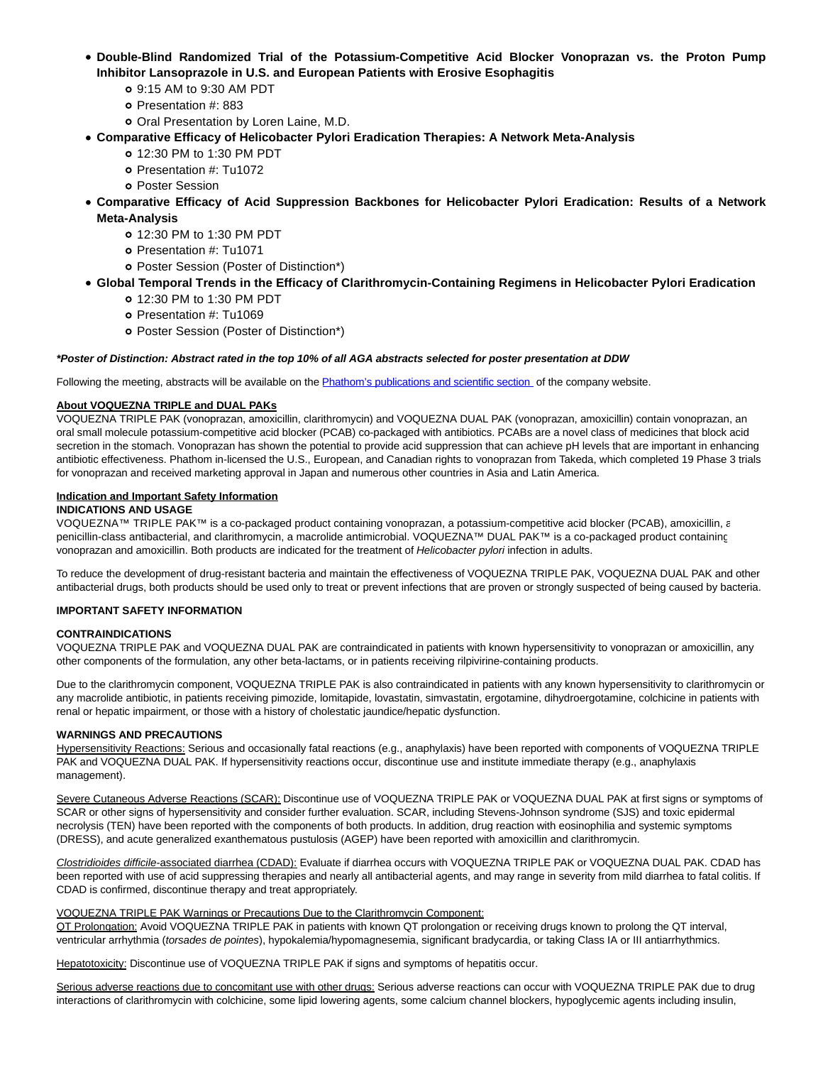- **Double-Blind Randomized Trial of the Potassium-Competitive Acid Blocker Vonoprazan vs. the Proton Pump Inhibitor Lansoprazole in U.S. and European Patients with Erosive Esophagitis**
  - 9:15 AM to 9:30 AM PDT
  - Presentation #: 883
  - Oral Presentation by Loren Laine, M.D.
- **Comparative Efficacy of Helicobacter Pylori Eradication Therapies: A Network Meta-Analysis**
  - 12:30 PM to 1:30 PM PDT
  - Presentation #: Tu1072
  - Poster Session
- **Comparative Efficacy of Acid Suppression Backbones for Helicobacter Pylori Eradication: Results of a Network Meta-Analysis**
  - 12:30 PM to 1:30 PM PDT
  - Presentation #: Tu1071
  - Poster Session (Poster of Distinction*)
- **Global Temporal Trends in the Efficacy of Clarithromycin-Containing Regimens in Helicobacter Pylori Eradication**
  - 12:30 PM to 1:30 PM PDT
  - Presentation #: Tu1069
  - Poster Session (Poster of Distinction*)

***Poster of Distinction: Abstract rated in the top 10% of all AGA abstracts selected for poster presentation at DDW***

Following the meeting, abstracts will be available on the Phathom's publications and scientific section of the company website.

**About VOQUEZNA TRIPLE and DUAL PAKs**

VOQUEZNA TRIPLE PAK (vonoprazan, amoxicillin, clarithromycin) and VOQUEZNA DUAL PAK (vonoprazan, amoxicillin) contain vonoprazan, an oral small molecule potassium-competitive acid blocker (PCAB) co-packaged with antibiotics. PCABs are a novel class of medicines that block acid secretion in the stomach. Vonoprazan has shown the potential to provide acid suppression that can achieve pH levels that are important in enhancing antibiotic effectiveness. Phathom in-licensed the U.S., European, and Canadian rights to vonoprazan from Takeda, which completed 19 Phase 3 trials for vonoprazan and received marketing approval in Japan and numerous other countries in Asia and Latin America.

**Indication and Important Safety Information**

**INDICATIONS AND USAGE**

VOQUEZNA™ TRIPLE PAK™ is a co-packaged product containing vonoprazan, a potassium-competitive acid blocker (PCAB), amoxicillin, a penicillin-class antibacterial, and clarithromycin, a macrolide antimicrobial. VOQUEZNA™ DUAL PAK™ is a co-packaged product containing vonoprazan and amoxicillin. Both products are indicated for the treatment of *Helicobacter pylori* infection in adults.

To reduce the development of drug-resistant bacteria and maintain the effectiveness of VOQUEZNA TRIPLE PAK, VOQUEZNA DUAL PAK and other antibacterial drugs, both products should be used only to treat or prevent infections that are proven or strongly suspected of being caused by bacteria.

**IMPORTANT SAFETY INFORMATION**

**CONTRAINDICATIONS**

VOQUEZNA TRIPLE PAK and VOQUEZNA DUAL PAK are contraindicated in patients with known hypersensitivity to vonoprazan or amoxicillin, any other components of the formulation, any other beta-lactams, or in patients receiving rilpivirine-containing products.

Due to the clarithromycin component, VOQUEZNA TRIPLE PAK is also contraindicated in patients with any known hypersensitivity to clarithromycin or any macrolide antibiotic, in patients receiving pimozide, lomitapide, lovastatin, simvastatin, ergotamine, dihydroergotamine, colchicine in patients with renal or hepatic impairment, or those with a history of cholestatic jaundice/hepatic dysfunction.

**WARNINGS AND PRECAUTIONS**

Hypersensitivity Reactions: Serious and occasionally fatal reactions (e.g., anaphylaxis) have been reported with components of VOQUEZNA TRIPLE PAK and VOQUEZNA DUAL PAK. If hypersensitivity reactions occur, discontinue use and institute immediate therapy (e.g., anaphylaxis management).

Severe Cutaneous Adverse Reactions (SCAR): Discontinue use of VOQUEZNA TRIPLE PAK or VOQUEZNA DUAL PAK at first signs or symptoms of SCAR or other signs of hypersensitivity and consider further evaluation. SCAR, including Stevens-Johnson syndrome (SJS) and toxic epidermal necrolysis (TEN) have been reported with the components of both products. In addition, drug reaction with eosinophilia and systemic symptoms (DRESS), and acute generalized exanthematous pustulosis (AGEP) have been reported with amoxicillin and clarithromycin.

*Clostridioides difficile*-associated diarrhea (CDAD): Evaluate if diarrhea occurs with VOQUEZNA TRIPLE PAK or VOQUEZNA DUAL PAK. CDAD has been reported with use of acid suppressing therapies and nearly all antibacterial agents, and may range in severity from mild diarrhea to fatal colitis. If CDAD is confirmed, discontinue therapy and treat appropriately.

VOQUEZNA TRIPLE PAK Warnings or Precautions Due to the Clarithromycin Component:

QT Prolongation: Avoid VOQUEZNA TRIPLE PAK in patients with known QT prolongation or receiving drugs known to prolong the QT interval, ventricular arrhythmia (*torsades de pointes*), hypokalemia/hypomagnesemia, significant bradycardia, or taking Class IA or III antiarrhythmics.

Hepatotoxicity: Discontinue use of VOQUEZNA TRIPLE PAK if signs and symptoms of hepatitis occur.

Serious adverse reactions due to concomitant use with other drugs: Serious adverse reactions can occur with VOQUEZNA TRIPLE PAK due to drug interactions of clarithromycin with colchicine, some lipid lowering agents, some calcium channel blockers, hypoglycemic agents including insulin,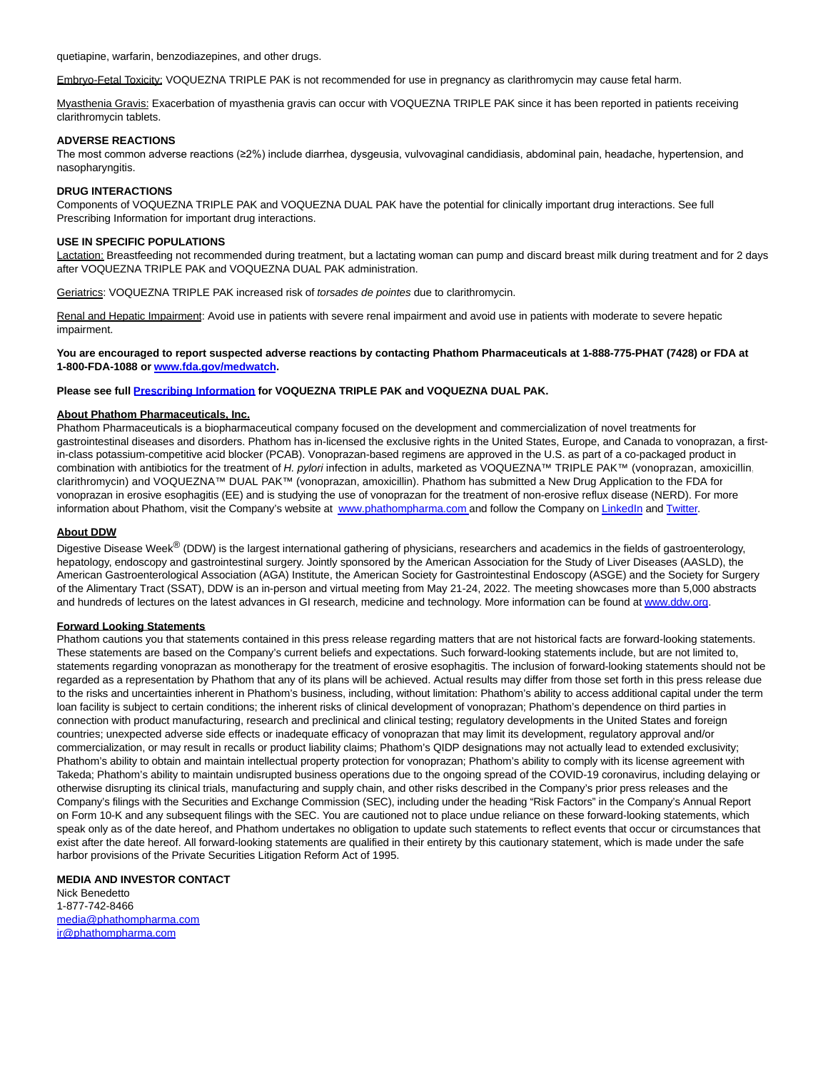quetiapine, warfarin, benzodiazepines, and other drugs.

Embryo-Fetal Toxicity: VOQUEZNA TRIPLE PAK is not recommended for use in pregnancy as clarithromycin may cause fetal harm.

Myasthenia Gravis: Exacerbation of myasthenia gravis can occur with VOQUEZNA TRIPLE PAK since it has been reported in patients receiving clarithromycin tablets.

**ADVERSE REACTIONS**
The most common adverse reactions (≥2%) include diarrhea, dysgeusia, vulvovaginal candidiasis, abdominal pain, headache, hypertension, and nasopharyngitis.

**DRUG INTERACTIONS**
Components of VOQUEZNA TRIPLE PAK and VOQUEZNA DUAL PAK have the potential for clinically important drug interactions. See full Prescribing Information for important drug interactions.

**USE IN SPECIFIC POPULATIONS**
Lactation: Breastfeeding not recommended during treatment, but a lactating woman can pump and discard breast milk during treatment and for 2 days after VOQUEZNA TRIPLE PAK and VOQUEZNA DUAL PAK administration.

Geriatrics: VOQUEZNA TRIPLE PAK increased risk of *torsades de pointes* due to clarithromycin.

Renal and Hepatic Impairment: Avoid use in patients with severe renal impairment and avoid use in patients with moderate to severe hepatic impairment.

**You are encouraged to report suspected adverse reactions by contacting Phathom Pharmaceuticals at 1-888-775-PHAT (7428) or FDA at 1-800-FDA-1088 or www.fda.gov/medwatch.**

**Please see full Prescribing Information for VOQUEZNA TRIPLE PAK and VOQUEZNA DUAL PAK.**

**About Phathom Pharmaceuticals, Inc.**
Phathom Pharmaceuticals is a biopharmaceutical company focused on the development and commercialization of novel treatments for gastrointestinal diseases and disorders. Phathom has in-licensed the exclusive rights in the United States, Europe, and Canada to vonoprazan, a first-in-class potassium-competitive acid blocker (PCAB). Vonoprazan-based regimens are approved in the U.S. as part of a co-packaged product in combination with antibiotics for the treatment of *H. pylori* infection in adults, marketed as VOQUEZNA™ TRIPLE PAK™ (vonoprazan, amoxicillin, clarithromycin) and VOQUEZNA™ DUAL PAK™ (vonoprazan, amoxicillin). Phathom has submitted a New Drug Application to the FDA for vonoprazan in erosive esophagitis (EE) and is studying the use of vonoprazan for the treatment of non-erosive reflux disease (NERD). For more information about Phathom, visit the Company's website at www.phathompharma.com and follow the Company on LinkedIn and Twitter.

**About DDW**
Digestive Disease Week® (DDW) is the largest international gathering of physicians, researchers and academics in the fields of gastroenterology, hepatology, endoscopy and gastrointestinal surgery. Jointly sponsored by the American Association for the Study of Liver Diseases (AASLD), the American Gastroenterological Association (AGA) Institute, the American Society for Gastrointestinal Endoscopy (ASGE) and the Society for Surgery of the Alimentary Tract (SSAT), DDW is an in-person and virtual meeting from May 21-24, 2022. The meeting showcases more than 5,000 abstracts and hundreds of lectures on the latest advances in GI research, medicine and technology. More information can be found at www.ddw.org.

**Forward Looking Statements**
Phathom cautions you that statements contained in this press release regarding matters that are not historical facts are forward-looking statements. These statements are based on the Company's current beliefs and expectations. Such forward-looking statements include, but are not limited to, statements regarding vonoprazan as monotherapy for the treatment of erosive esophagitis. The inclusion of forward-looking statements should not be regarded as a representation by Phathom that any of its plans will be achieved. Actual results may differ from those set forth in this press release due to the risks and uncertainties inherent in Phathom's business, including, without limitation: Phathom's ability to access additional capital under the term loan facility is subject to certain conditions; the inherent risks of clinical development of vonoprazan; Phathom's dependence on third parties in connection with product manufacturing, research and preclinical and clinical testing; regulatory developments in the United States and foreign countries; unexpected adverse side effects or inadequate efficacy of vonoprazan that may limit its development, regulatory approval and/or commercialization, or may result in recalls or product liability claims; Phathom's QIDP designations may not actually lead to extended exclusivity; Phathom's ability to obtain and maintain intellectual property protection for vonoprazan; Phathom's ability to comply with its license agreement with Takeda; Phathom's ability to maintain undisrupted business operations due to the ongoing spread of the COVID-19 coronavirus, including delaying or otherwise disrupting its clinical trials, manufacturing and supply chain, and other risks described in the Company's prior press releases and the Company's filings with the Securities and Exchange Commission (SEC), including under the heading "Risk Factors" in the Company's Annual Report on Form 10-K and any subsequent filings with the SEC. You are cautioned not to place undue reliance on these forward-looking statements, which speak only as of the date hereof, and Phathom undertakes no obligation to update such statements to reflect events that occur or circumstances that exist after the date hereof. All forward-looking statements are qualified in their entirety by this cautionary statement, which is made under the safe harbor provisions of the Private Securities Litigation Reform Act of 1995.

**MEDIA AND INVESTOR CONTACT**
Nick Benedetto
1-877-742-8466
media@phathompharma.com
ir@phathompharma.com